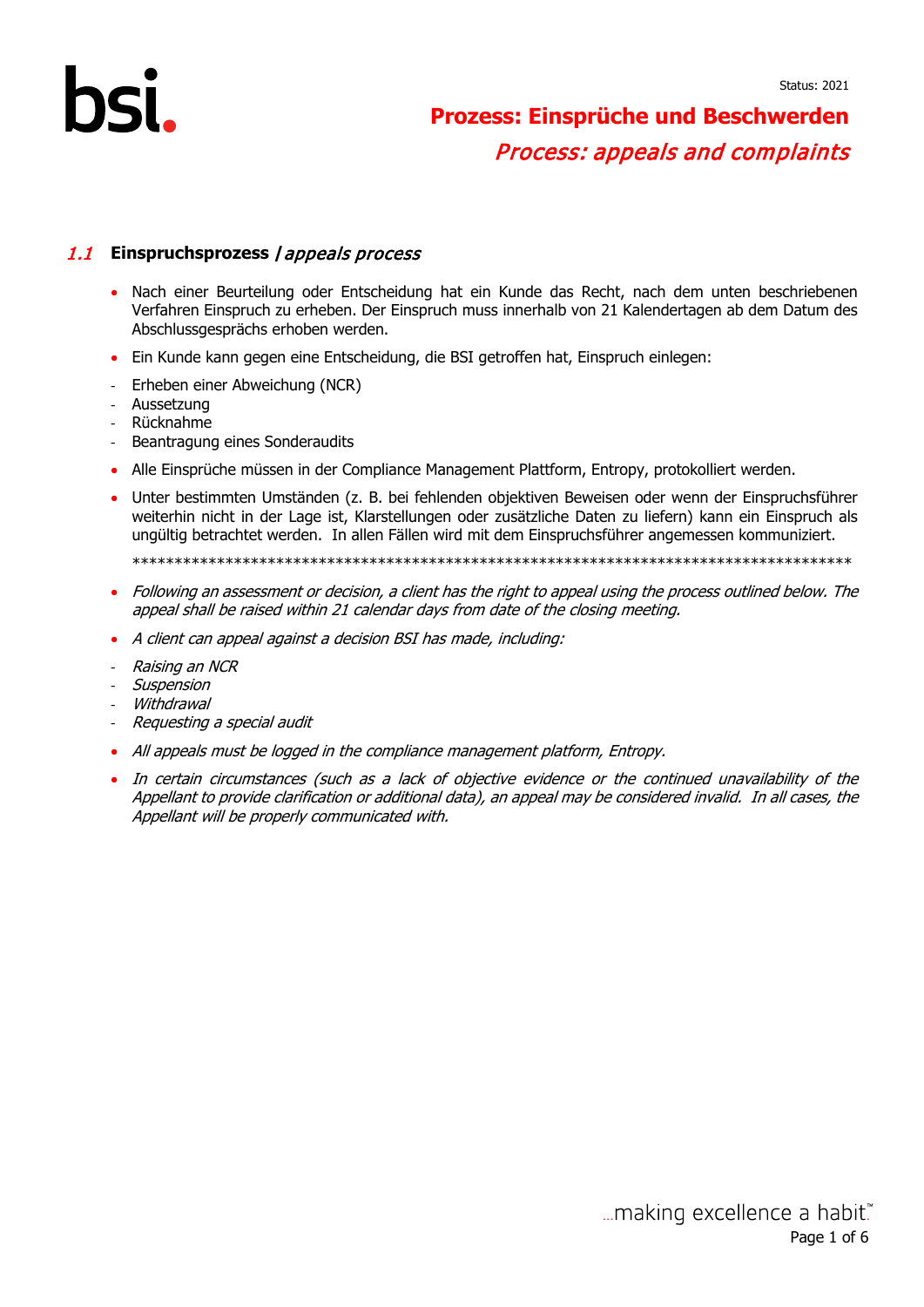Status: 2021

# Prozess: Einsprüche und Beschwerden

# *Process: appeals and complaints*

## 1.1 Einspruchsprozess / *appeals process*

- Nach einer Beurteilung oder Entscheidung hat ein Kunde das Recht, nach dem unten beschriebenen Verfahren Einspruch zu erheben. Der Einspruch muss innerhalb von 21 Kalendertagen ab dem Datum des Abschlussgesprächs erhoben werden.
- Ein Kunde kann gegen eine Entscheidung, die BSI getroffen hat, Einspruch einlegen:
  - Erheben einer Abweichung (NCR)
  - Aussetzung
  - Rücknahme
  - Beantragung eines Sonderaudits
- Alle Einsprüche müssen in der Compliance Management Plattform, Entropy, protokolliert werden.
- Unter bestimmten Umständen (z. B. bei fehlenden objektiven Beweisen oder wenn der Einspruchsführer weiterhin nicht in der Lage ist, Klarstellungen oder zusätzliche Daten zu liefern) kann ein Einspruch als ungültig betrachtet werden. In allen Fällen wird mit dem Einspruchsführer angemessen kommuniziert.

***************************************************************************************

- *Following an assessment or decision, a client has the right to appeal using the process outlined below. The appeal shall be raised within 21 calendar days from date of the closing meeting.*
- *A client can appeal against a decision BSI has made, including:*
  - *Raising an NCR*
  - *Suspension*
  - *Withdrawal*
  - *Requesting a special audit*
- *All appeals must be logged in the compliance management platform, Entropy.*
- *In certain circumstances (such as a lack of objective evidence or the continued unavailability of the Appellant to provide clarification or additional data), an appeal may be considered invalid. In all cases, the Appellant will be properly communicated with.*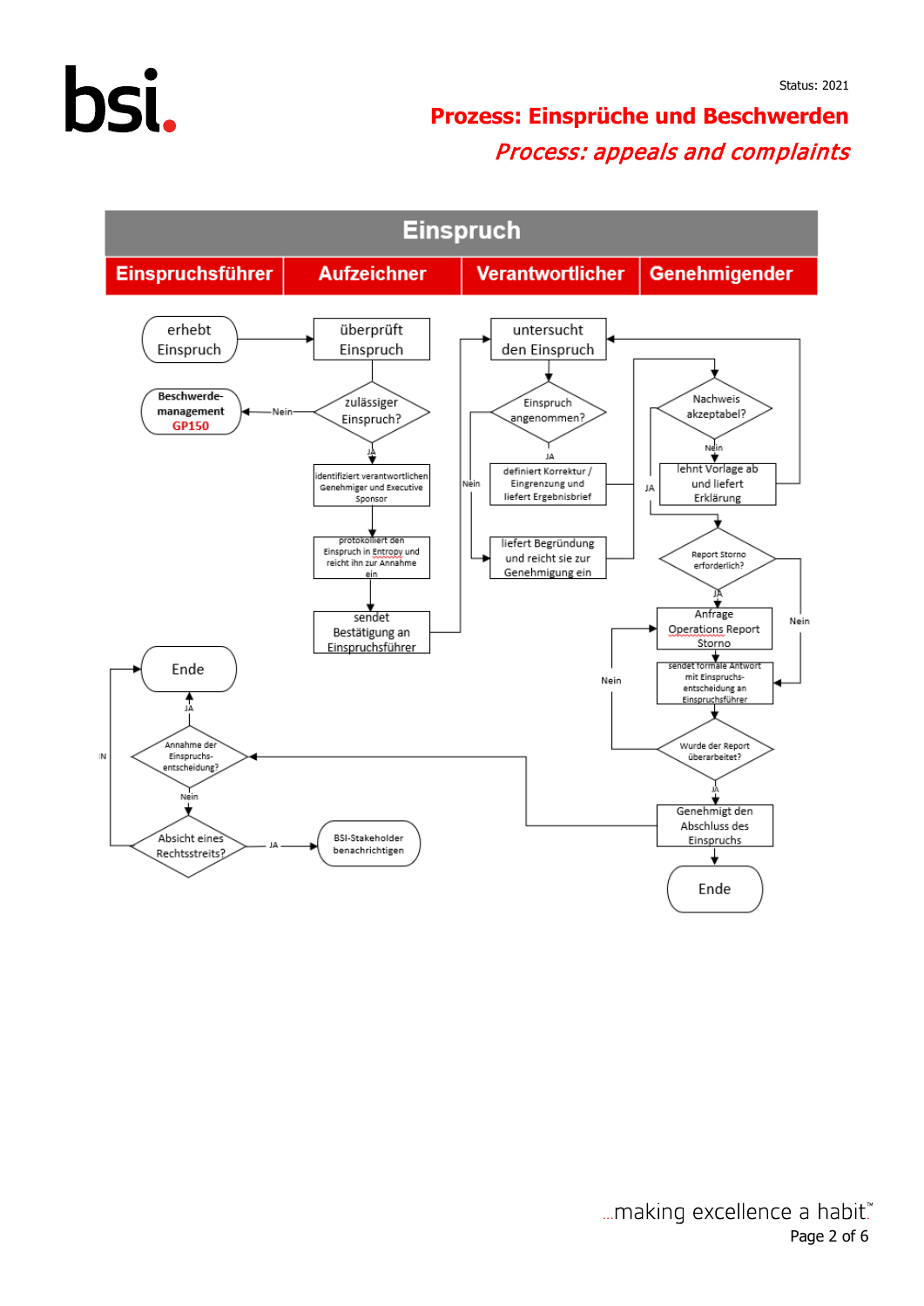Status: 2021

# Prozess: Einsprüche und Beschwerden

## *Process: appeals and complaints*

| Einspruch | | | |
|---|---|---|---|
| **Einspruchsführer** | **Aufzeichner** | **Verantwortlicher** | **Genehmigender** |

erhebt Einspruch

überprüft Einspruch

zulässiger Einspruch?

Nein

**Beschwerde-management GP150**

JA

identifiziert verantwortlichen Genehmiger und Executive Sponsor

protokolliert den Einspruch in Entropy und reicht ihn zur Annahme ein

sendet Bestätigung an Einspruchsführer

untersucht den Einspruch

Einspruch angenommen?

JA

definiert Korrektur / Eingrenzung und liefert Ergebnisbrief

Nein

liefert Begründung und reicht sie zur Genehmigung ein

Nachweis akzeptabel?

Nein

lehnt Vorlage ab und liefert Erklärung

JA

Report Storno erforderlich?

JA

Anfrage Operations Report Storno

Nein

sendet formale Antwort mit Einspruchs-entscheidung an Einspruchsführer

Wurde der Report überarbeitet?

Nein

JA

Genehmigt den Abschluss des Einspruchs

Ende

Annahme der Einspruchs-entscheidung?

JA

Ende

Nein

Absicht eines Rechtsstreits?

JA

BSI-Stakeholder benachrichtigen

N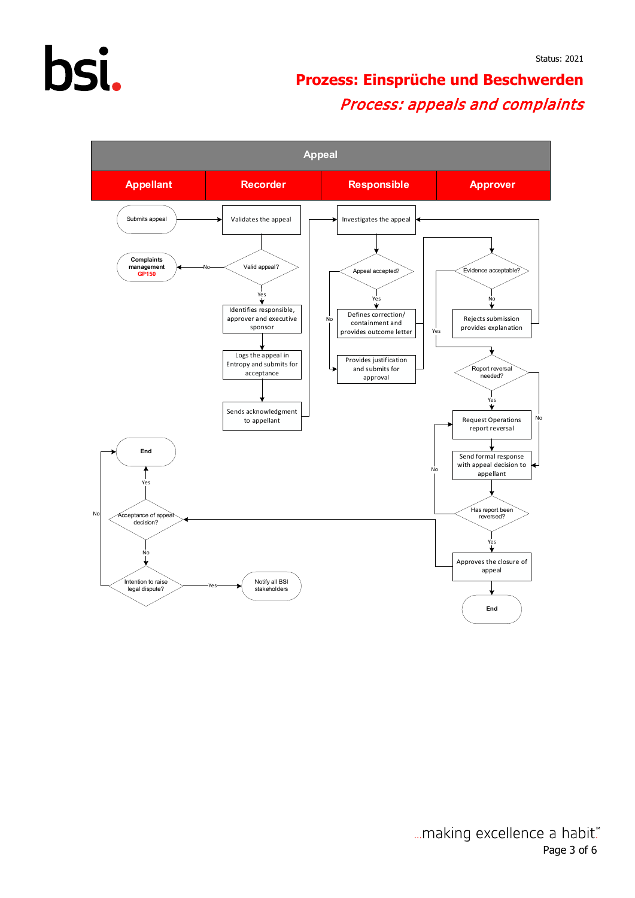Status: 2021

# Prozess: Einsprüche und Beschwerden

## *Process: appeals and complaints*

**Appeal**

| Appellant | Recorder | Responsible | Approver |
|---|---|---|---|

Submits appeal

Validates the appeal

Valid appeal?

No → Complaints management GP150

Yes → Identifies responsible, approver and executive sponsor

Logs the appeal in Entropy and submits for acceptance

Sends acknowledgment to appellant

Investigates the appeal

Appeal accepted?

Yes → Defines correction/ containment and provides outcome letter

No → Provides justification and submits for approval

Evidence acceptable?

No → Rejects submission provides explanation

Yes → Report reversal needed?

Yes → Request Operations report reversal

No → Send formal response with appeal decision to appellant

Has report been reversed?

No → Request Operations report reversal

Yes → Approves the closure of appeal

End

Acceptance of appeal decision?

Yes → End

No → Intention to raise legal dispute?

Yes → Notify all BSI stakeholders

No → End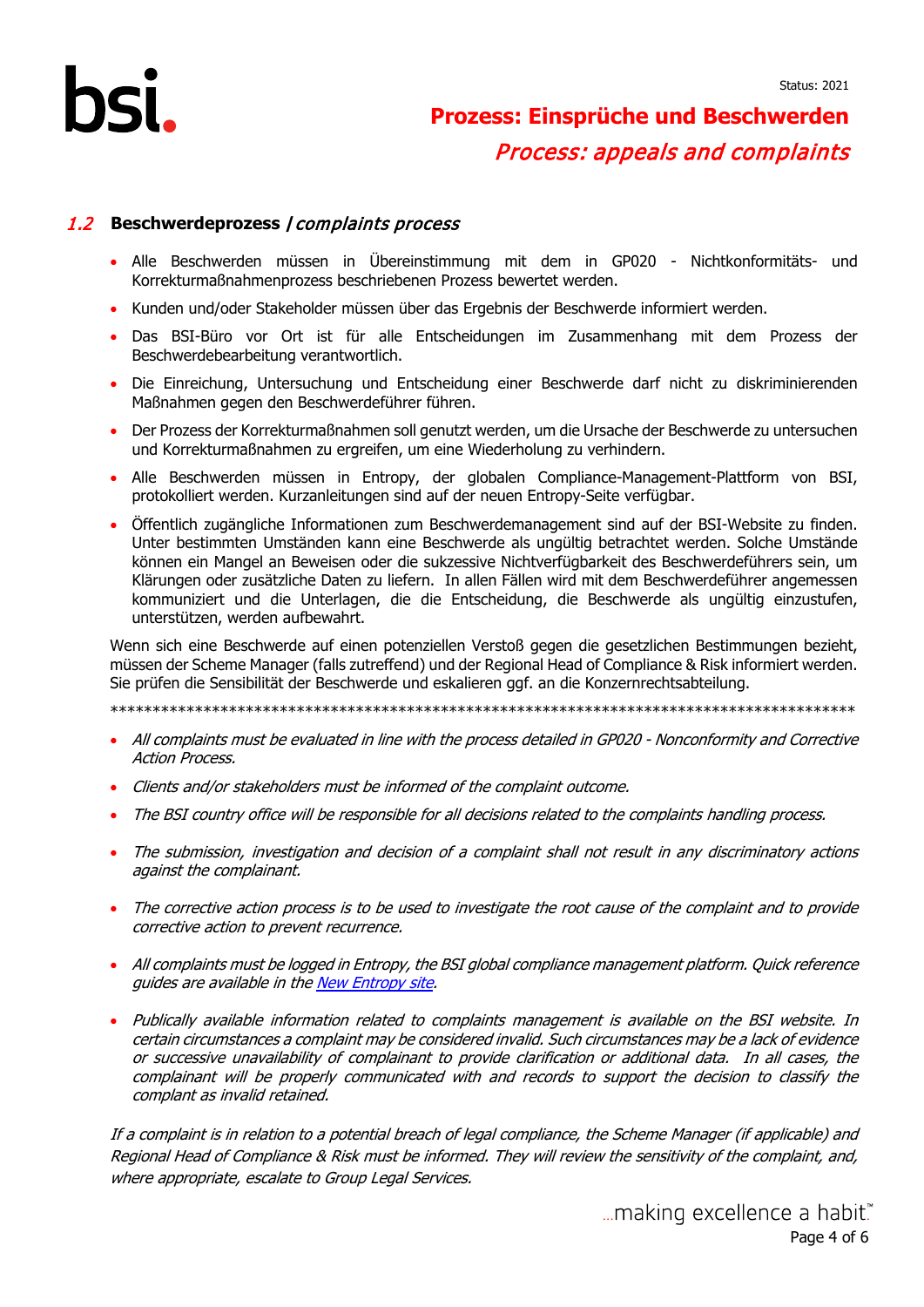## 1.2 Beschwerdeprozess / *complaints process*

- Alle Beschwerden müssen in Übereinstimmung mit dem in GP020 - Nichtkonformitäts- und Korrekturmaßnahmenprozess beschriebenen Prozess bewertet werden.
- Kunden und/oder Stakeholder müssen über das Ergebnis der Beschwerde informiert werden.
- Das BSI-Büro vor Ort ist für alle Entscheidungen im Zusammenhang mit dem Prozess der Beschwerdebearbeitung verantwortlich.
- Die Einreichung, Untersuchung und Entscheidung einer Beschwerde darf nicht zu diskriminierenden Maßnahmen gegen den Beschwerdeführer führen.
- Der Prozess der Korrekturmaßnahmen soll genutzt werden, um die Ursache der Beschwerde zu untersuchen und Korrekturmaßnahmen zu ergreifen, um eine Wiederholung zu verhindern.
- Alle Beschwerden müssen in Entropy, der globalen Compliance-Management-Plattform von BSI, protokolliert werden. Kurzanleitungen sind auf der neuen Entropy-Seite verfügbar.
- Öffentlich zugängliche Informationen zum Beschwerdemanagement sind auf der BSI-Website zu finden. Unter bestimmten Umständen kann eine Beschwerde als ungültig betrachtet werden. Solche Umstände können ein Mangel an Beweisen oder die sukzessive Nichtverfügbarkeit des Beschwerdeführers sein, um Klärungen oder zusätzliche Daten zu liefern. In allen Fällen wird mit dem Beschwerdeführer angemessen kommuniziert und die Unterlagen, die die Entscheidung, die Beschwerde als ungültig einzustufen, unterstützen, werden aufbewahrt.

Wenn sich eine Beschwerde auf einen potenziellen Verstoß gegen die gesetzlichen Bestimmungen bezieht, müssen der Scheme Manager (falls zutreffend) und der Regional Head of Compliance & Risk informiert werden. Sie prüfen die Sensibilität der Beschwerde und eskalieren ggf. an die Konzernrechtsabteilung.

*****************************************************************************************

- *All complaints must be evaluated in line with the process detailed in GP020 - Nonconformity and Corrective Action Process.*
- *Clients and/or stakeholders must be informed of the complaint outcome.*
- *The BSI country office will be responsible for all decisions related to the complaints handling process.*
- *The submission, investigation and decision of a complaint shall not result in any discriminatory actions against the complainant.*
- *The corrective action process is to be used to investigate the root cause of the complaint and to provide corrective action to prevent recurrence.*
- *All complaints must be logged in Entropy, the BSI global compliance management platform. Quick reference guides are available in the [New Entropy site](#).*
- *Publically available information related to complaints management is available on the BSI website. In certain circumstances a complaint may be considered invalid. Such circumstances may be a lack of evidence or successive unavailability of complainant to provide clarification or additional data. In all cases, the complainant will be properly communicated with and records to support the decision to classify the complant as invalid retained.*

*If a complaint is in relation to a potential breach of legal compliance, the Scheme Manager (if applicable) and Regional Head of Compliance & Risk must be informed. They will review the sensitivity of the complaint, and, where appropriate, escalate to Group Legal Services.*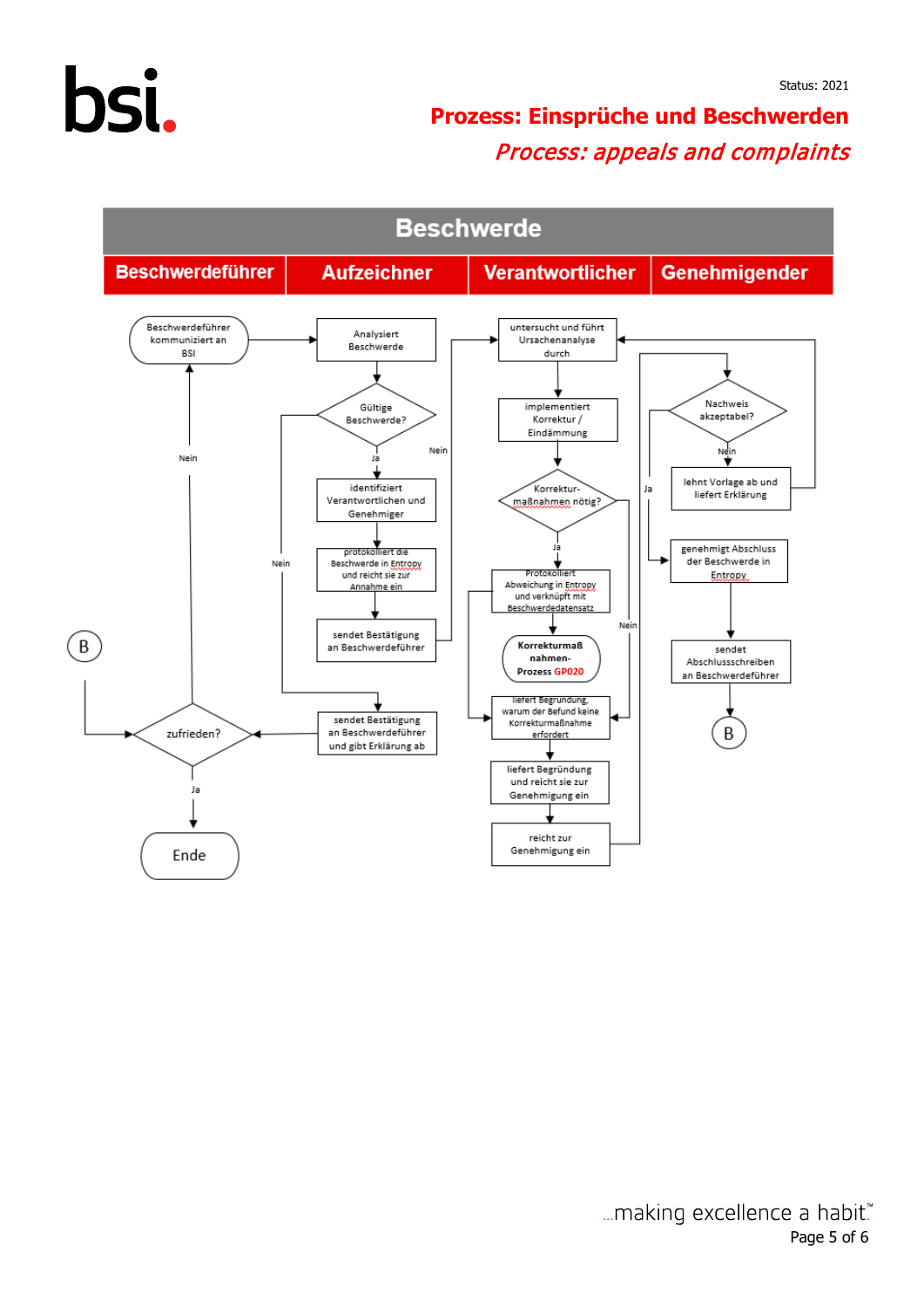Status: 2021

# Prozess: Einsprüche und Beschwerden

*Process: appeals and complaints*

## Beschwerde

| Beschwerdeführer | Aufzeichner | Verantwortlicher | Genehmigender |
| --- | --- | --- | --- |

Beschwerdeführer kommuniziert an BSI

Analysiert Beschwerde

Gültige Beschwerde?

Ja

Nein

identifiziert Verantwortlichen und Genehmiger

protokolliert die Beschwerde in Entropy und reicht sie zur Annahme ein

sendet Bestätigung an Beschwerdeführer

Nein

sendet Bestätigung an Beschwerdeführer und gibt Erklärung ab

untersucht und führt Ursachenanalyse durch

implementiert Korrektur / Eindämmung

Korrekturmaßnahmen nötig?

Ja

Nein

Protokolliert Abweichung in Entropy und verknüpft mit Beschwerdedatensatz

**Korrekturmaßnahmen-Prozess GP020**

liefert Begründung, warum die Befund keine Korrekturmaßnahme erfordert

liefert Begründung und reicht sie zur Genehmigung ein

reicht zur Genehmigung ein

Nachweis akzeptabel?

Ja

Nein

lehnt Vorlage ab und liefert Erklärung

genehmigt Abschluss der Beschwerde in Entropy

sendet Abschlussschreiben an Beschwerdeführer

B

B

zufrieden?

Nein

Ja

Ende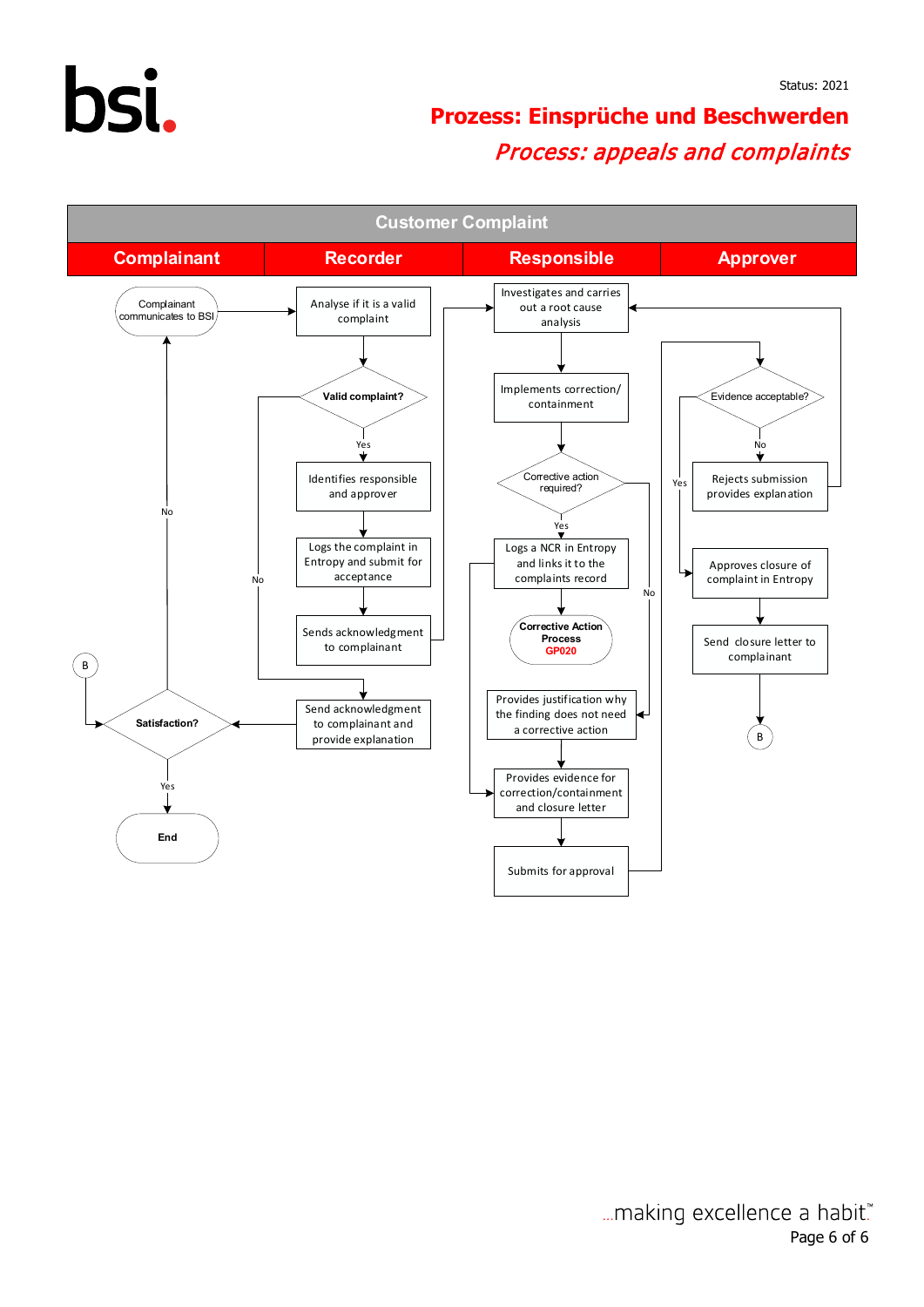Status: 2021

# Prozess: Einsprüche und Beschwerden

## *Process: appeals and complaints*

Customer Complaint

Complainant

Recorder

Responsible

Approver

Complainant communicates to BSI

Analyse if it is a valid complaint

Valid complaint?

Yes

No

Identifies responsible and approver

Logs the complaint in Entropy and submit for acceptance

Sends acknowledgment to complainant

Send acknowledgment to complainant and provide explanation

Satisfaction?

No

Yes

End

B

Investigates and carries out a root cause analysis

Implements correction/ containment

Corrective action required?

Yes

No

Logs a NCR in Entropy and links it to the complaints record

Corrective Action Process GP020

Provides justification why the finding does not need a corrective action

Provides evidence for correction/containment and closure letter

Submits for approval

Evidence acceptable?

No

Yes

Rejects submission provides explanation

Approves closure of complaint in Entropy

Send closure letter to complainant

B

…making excellence a habit.™